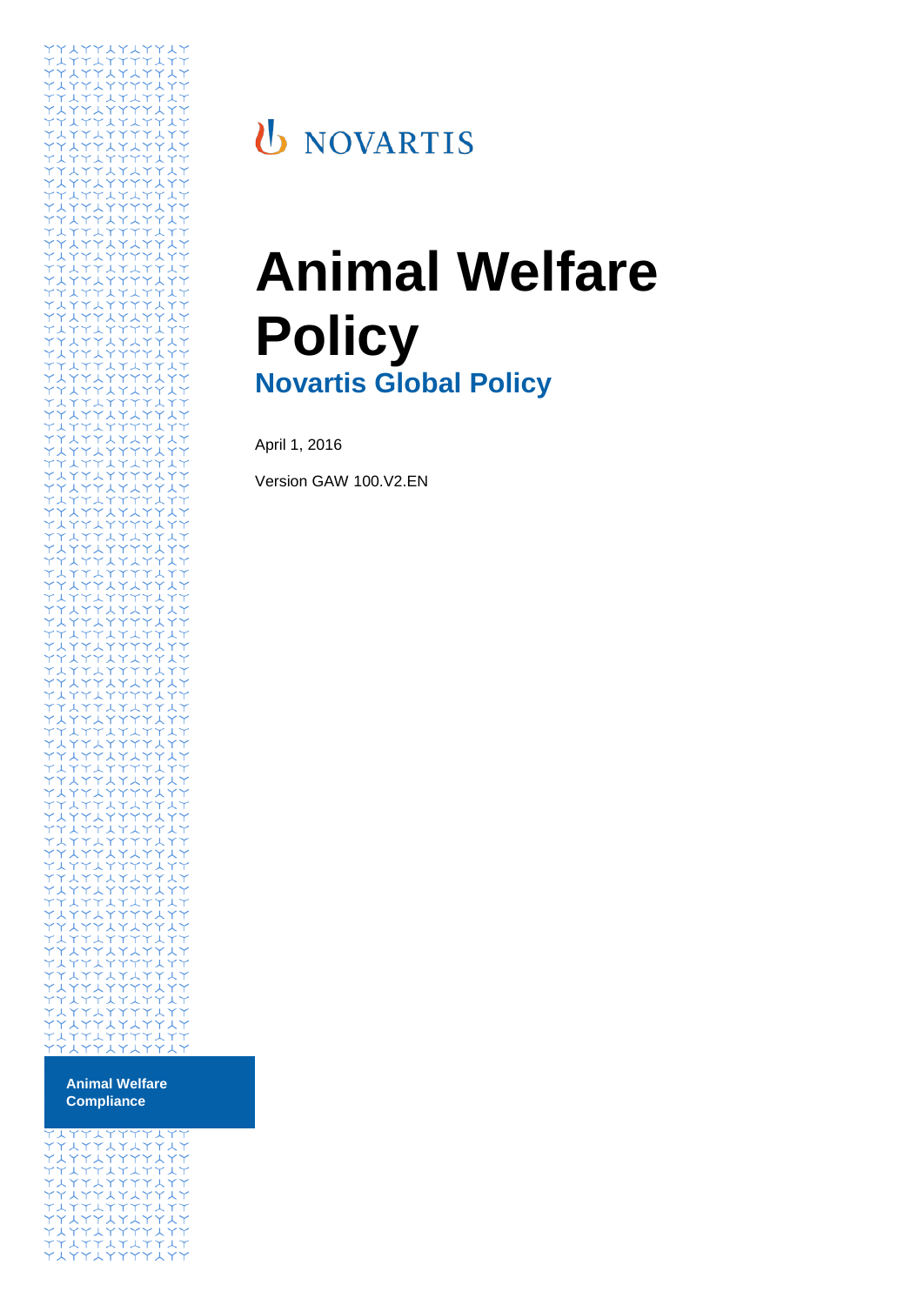NOVARTIS

# Animal Welfare Policy

## Novartis Global Policy

April 1, 2016

Version GAW 100.V2.EN

**Animal Welfare Compliance**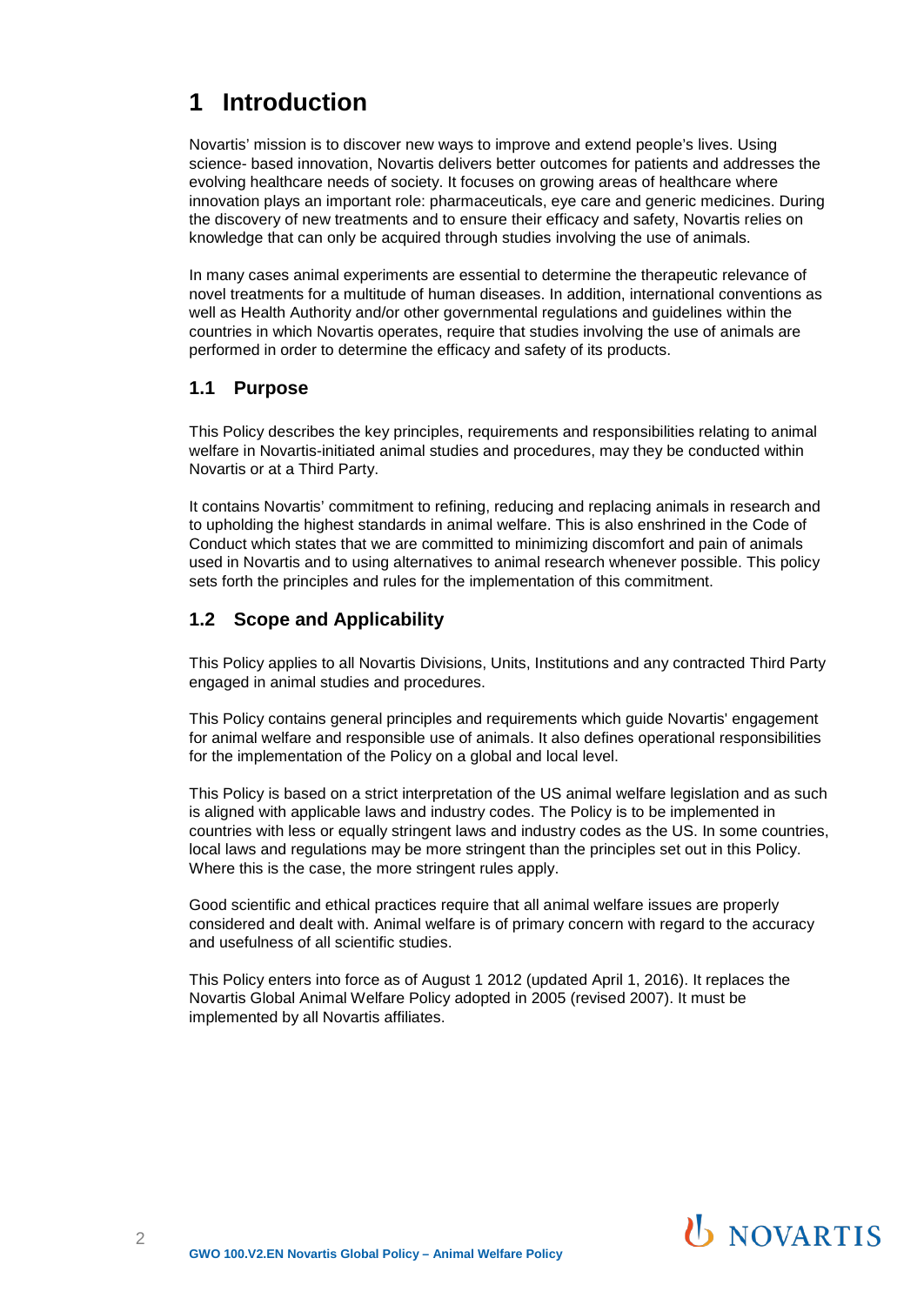# 1 Introduction

Novartis' mission is to discover new ways to improve and extend people's lives. Using science- based innovation, Novartis delivers better outcomes for patients and addresses the evolving healthcare needs of society. It focuses on growing areas of healthcare where innovation plays an important role: pharmaceuticals, eye care and generic medicines. During the discovery of new treatments and to ensure their efficacy and safety, Novartis relies on knowledge that can only be acquired through studies involving the use of animals.

In many cases animal experiments are essential to determine the therapeutic relevance of novel treatments for a multitude of human diseases. In addition, international conventions as well as Health Authority and/or other governmental regulations and guidelines within the countries in which Novartis operates, require that studies involving the use of animals are performed in order to determine the efficacy and safety of its products.

## 1.1 Purpose

This Policy describes the key principles, requirements and responsibilities relating to animal welfare in Novartis-initiated animal studies and procedures, may they be conducted within Novartis or at a Third Party.

It contains Novartis' commitment to refining, reducing and replacing animals in research and to upholding the highest standards in animal welfare. This is also enshrined in the Code of Conduct which states that we are committed to minimizing discomfort and pain of animals used in Novartis and to using alternatives to animal research whenever possible. This policy sets forth the principles and rules for the implementation of this commitment.

## 1.2 Scope and Applicability

This Policy applies to all Novartis Divisions, Units, Institutions and any contracted Third Party engaged in animal studies and procedures.

This Policy contains general principles and requirements which guide Novartis' engagement for animal welfare and responsible use of animals. It also defines operational responsibilities for the implementation of the Policy on a global and local level.

This Policy is based on a strict interpretation of the US animal welfare legislation and as such is aligned with applicable laws and industry codes. The Policy is to be implemented in countries with less or equally stringent laws and industry codes as the US. In some countries, local laws and regulations may be more stringent than the principles set out in this Policy. Where this is the case, the more stringent rules apply.

Good scientific and ethical practices require that all animal welfare issues are properly considered and dealt with. Animal welfare is of primary concern with regard to the accuracy and usefulness of all scientific studies.

This Policy enters into force as of August 1 2012 (updated April 1, 2016). It replaces the Novartis Global Animal Welfare Policy adopted in 2005 (revised 2007). It must be implemented by all Novartis affiliates.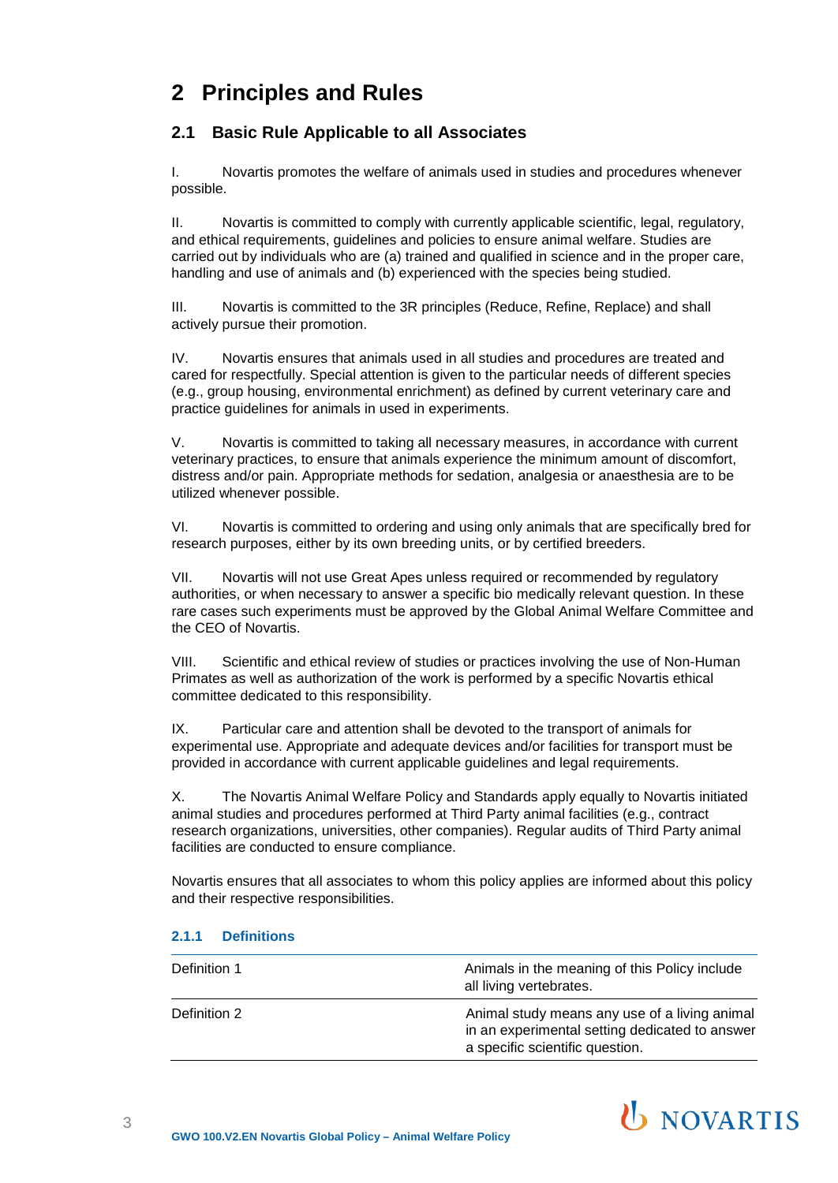# 2 Principles and Rules

## 2.1 Basic Rule Applicable to all Associates

I. Novartis promotes the welfare of animals used in studies and procedures whenever possible.

II. Novartis is committed to comply with currently applicable scientific, legal, regulatory, and ethical requirements, guidelines and policies to ensure animal welfare. Studies are carried out by individuals who are (a) trained and qualified in science and in the proper care, handling and use of animals and (b) experienced with the species being studied.

III. Novartis is committed to the 3R principles (Reduce, Refine, Replace) and shall actively pursue their promotion.

IV. Novartis ensures that animals used in all studies and procedures are treated and cared for respectfully. Special attention is given to the particular needs of different species (e.g., group housing, environmental enrichment) as defined by current veterinary care and practice guidelines for animals in used in experiments.

V. Novartis is committed to taking all necessary measures, in accordance with current veterinary practices, to ensure that animals experience the minimum amount of discomfort, distress and/or pain. Appropriate methods for sedation, analgesia or anaesthesia are to be utilized whenever possible.

VI. Novartis is committed to ordering and using only animals that are specifically bred for research purposes, either by its own breeding units, or by certified breeders.

VII. Novartis will not use Great Apes unless required or recommended by regulatory authorities, or when necessary to answer a specific bio medically relevant question. In these rare cases such experiments must be approved by the Global Animal Welfare Committee and the CEO of Novartis.

VIII. Scientific and ethical review of studies or practices involving the use of Non-Human Primates as well as authorization of the work is performed by a specific Novartis ethical committee dedicated to this responsibility.

IX. Particular care and attention shall be devoted to the transport of animals for experimental use. Appropriate and adequate devices and/or facilities for transport must be provided in accordance with current applicable guidelines and legal requirements.

X. The Novartis Animal Welfare Policy and Standards apply equally to Novartis initiated animal studies and procedures performed at Third Party animal facilities (e.g., contract research organizations, universities, other companies). Regular audits of Third Party animal facilities are conducted to ensure compliance.

Novartis ensures that all associates to whom this policy applies are informed about this policy and their respective responsibilities.

### 2.1.1 Definitions

| | |
|---|---|
| Definition 1 | Animals in the meaning of this Policy include all living vertebrates. |
| Definition 2 | Animal study means any use of a living animal in an experimental setting dedicated to answer a specific scientific question. |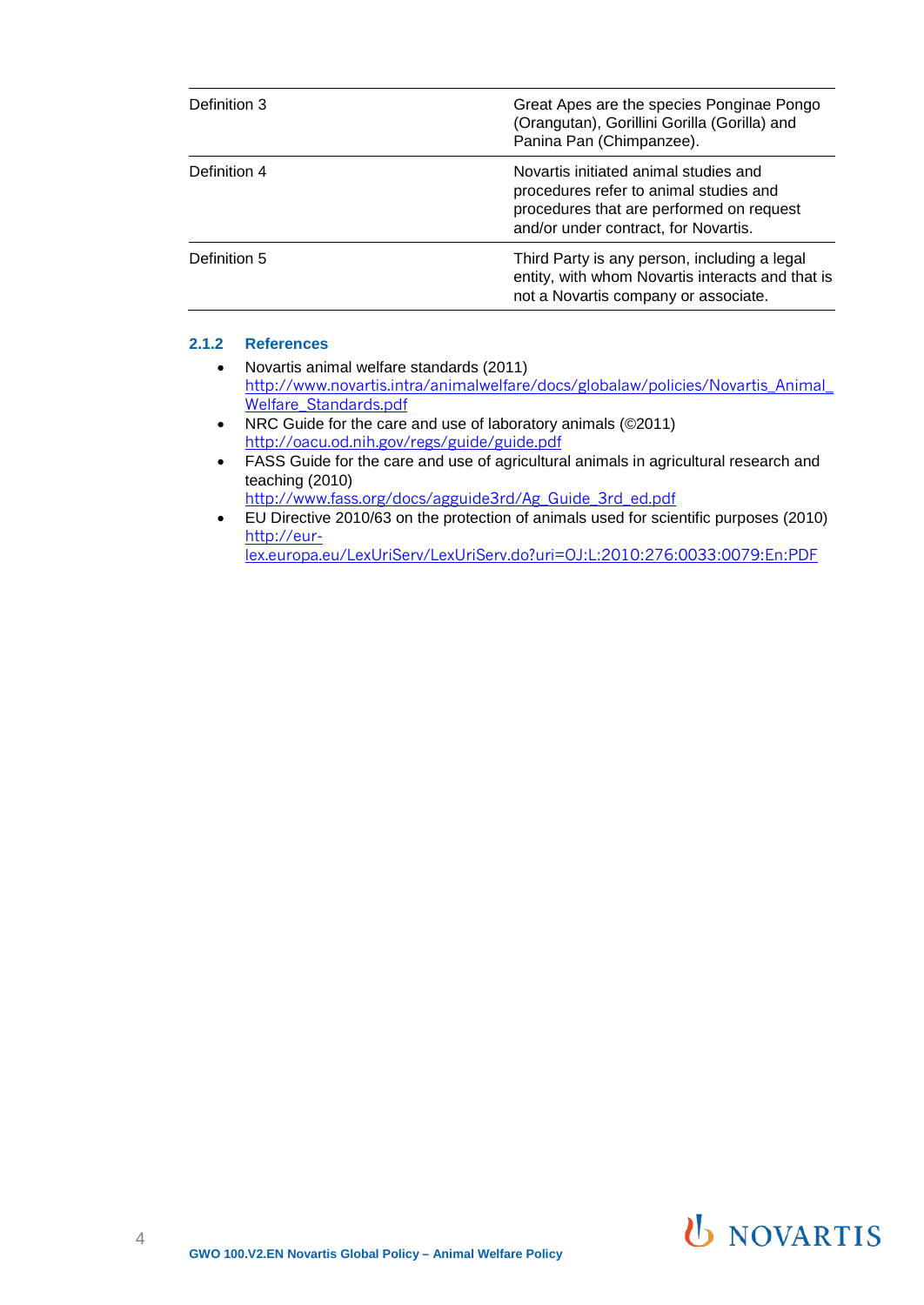| | |
|---|---|
| Definition 3 | Great Apes are the species Ponginae Pongo (Orangutan), Gorillini Gorilla (Gorilla) and Panina Pan (Chimpanzee). |
| Definition 4 | Novartis initiated animal studies and procedures refer to animal studies and procedures that are performed on request and/or under contract, for Novartis. |
| Definition 5 | Third Party is any person, including a legal entity, with whom Novartis interacts and that is not a Novartis company or associate. |

### 2.1.2 References

- Novartis animal welfare standards (2011)
  http://www.novartis.intra/animalwelfare/docs/globalaw/policies/Novartis_Animal_Welfare_Standards.pdf
- NRC Guide for the care and use of laboratory animals (©2011)
  http://oacu.od.nih.gov/regs/guide/guide.pdf
- FASS Guide for the care and use of agricultural animals in agricultural research and teaching (2010)
  http://www.fass.org/docs/agguide3rd/Ag_Guide_3rd_ed.pdf
- EU Directive 2010/63 on the protection of animals used for scientific purposes (2010)
  http://eur-lex.europa.eu/LexUriServ/LexUriServ.do?uri=OJ:L:2010:276:0033:0079:En:PDF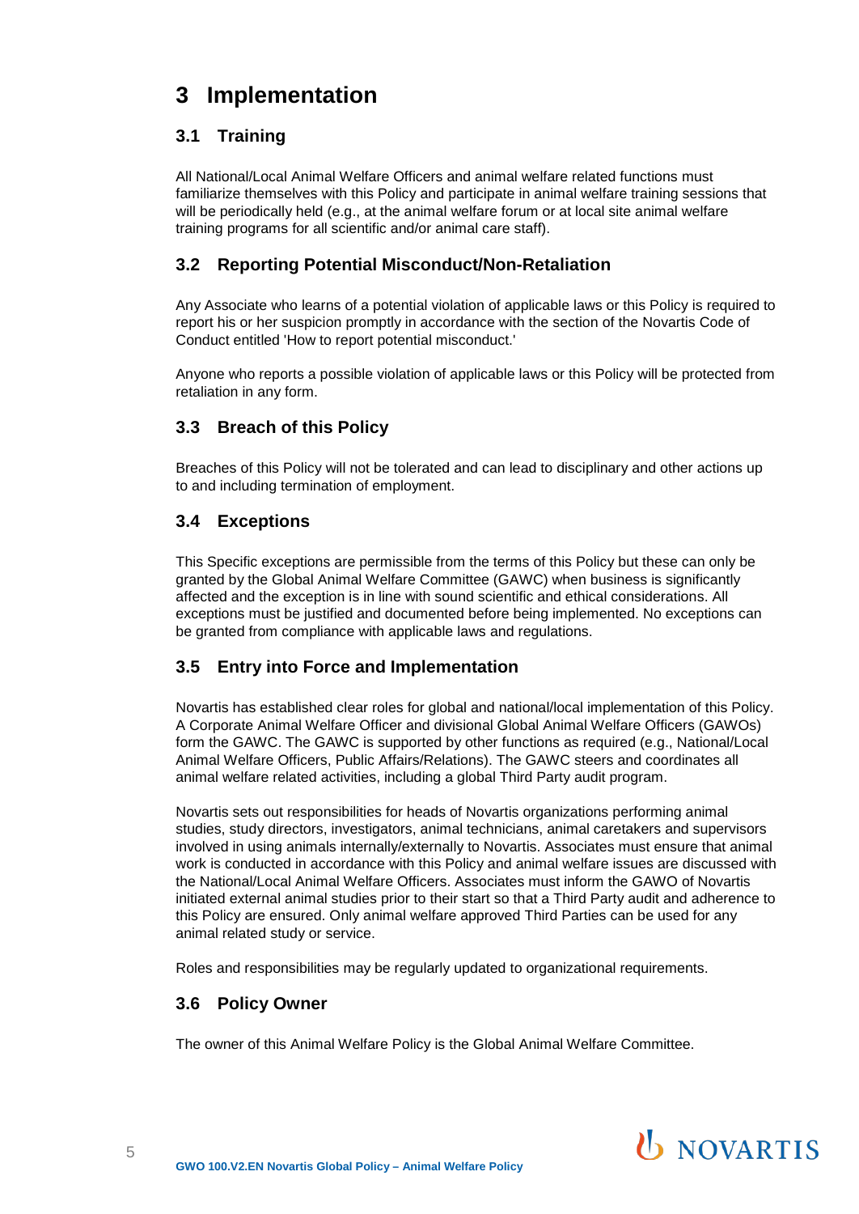# 3 Implementation

## 3.1 Training

All National/Local Animal Welfare Officers and animal welfare related functions must familiarize themselves with this Policy and participate in animal welfare training sessions that will be periodically held (e.g., at the animal welfare forum or at local site animal welfare training programs for all scientific and/or animal care staff).

## 3.2 Reporting Potential Misconduct/Non-Retaliation

Any Associate who learns of a potential violation of applicable laws or this Policy is required to report his or her suspicion promptly in accordance with the section of the Novartis Code of Conduct entitled 'How to report potential misconduct.'

Anyone who reports a possible violation of applicable laws or this Policy will be protected from retaliation in any form.

## 3.3 Breach of this Policy

Breaches of this Policy will not be tolerated and can lead to disciplinary and other actions up to and including termination of employment.

## 3.4 Exceptions

This Specific exceptions are permissible from the terms of this Policy but these can only be granted by the Global Animal Welfare Committee (GAWC) when business is significantly affected and the exception is in line with sound scientific and ethical considerations. All exceptions must be justified and documented before being implemented. No exceptions can be granted from compliance with applicable laws and regulations.

## 3.5 Entry into Force and Implementation

Novartis has established clear roles for global and national/local implementation of this Policy. A Corporate Animal Welfare Officer and divisional Global Animal Welfare Officers (GAWOs) form the GAWC. The GAWC is supported by other functions as required (e.g., National/Local Animal Welfare Officers, Public Affairs/Relations). The GAWC steers and coordinates all animal welfare related activities, including a global Third Party audit program.

Novartis sets out responsibilities for heads of Novartis organizations performing animal studies, study directors, investigators, animal technicians, animal caretakers and supervisors involved in using animals internally/externally to Novartis. Associates must ensure that animal work is conducted in accordance with this Policy and animal welfare issues are discussed with the National/Local Animal Welfare Officers. Associates must inform the GAWO of Novartis initiated external animal studies prior to their start so that a Third Party audit and adherence to this Policy are ensured. Only animal welfare approved Third Parties can be used for any animal related study or service.

Roles and responsibilities may be regularly updated to organizational requirements.

## 3.6 Policy Owner

The owner of this Animal Welfare Policy is the Global Animal Welfare Committee.